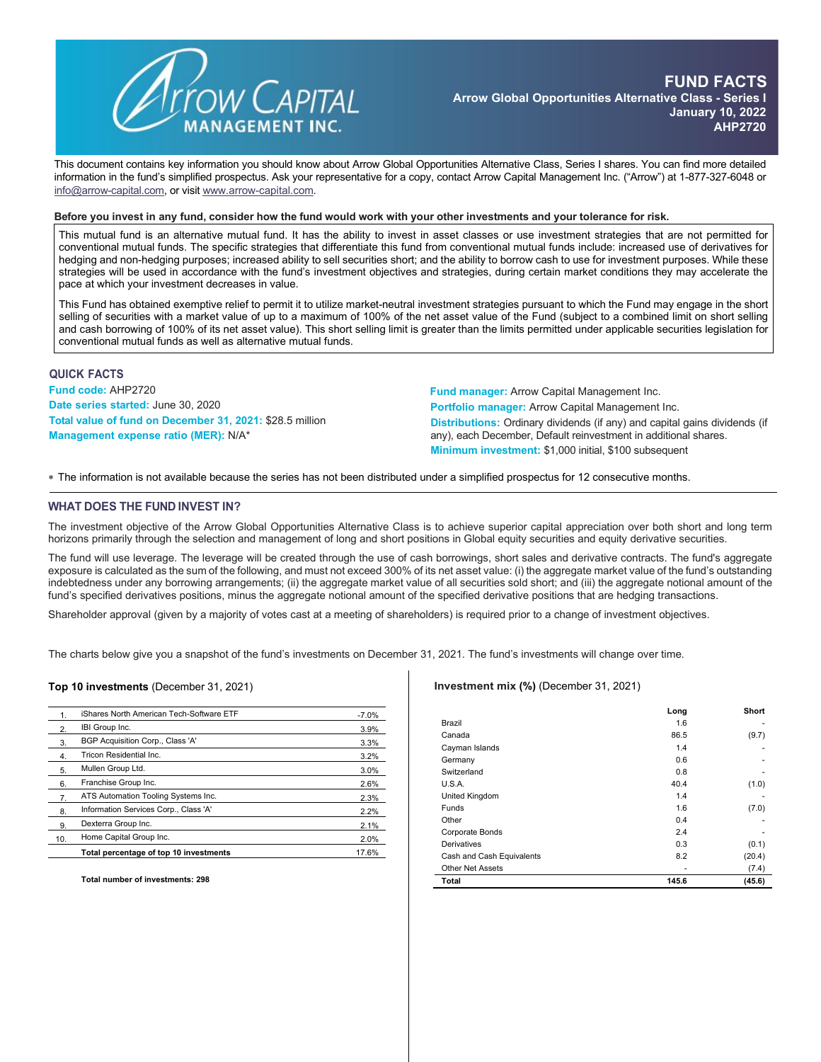# FUND FACTS

**Arrow Global Opportunities Alternative Class - Series I**
**January 10, 2022**
**AHP2720**

This document contains key information you should know about Arrow Global Opportunities Alternative Class, Series I shares. You can find more detailed information in the fund's simplified prospectus. Ask your representative for a copy, contact Arrow Capital Management Inc. ("Arrow") at 1-877-327-6048 or info@arrow-capital.com, or visit www.arrow-capital.com.

**Before you invest in any fund, consider how the fund would work with your other investments and your tolerance for risk.**

This mutual fund is an alternative mutual fund. It has the ability to invest in asset classes or use investment strategies that are not permitted for conventional mutual funds. The specific strategies that differentiate this fund from conventional mutual funds include: increased use of derivatives for hedging and non-hedging purposes; increased ability to sell securities short; and the ability to borrow cash to use for investment purposes. While these strategies will be used in accordance with the fund's investment objectives and strategies, during certain market conditions they may accelerate the pace at which your investment decreases in value.

This Fund has obtained exemptive relief to permit it to utilize market-neutral investment strategies pursuant to which the Fund may engage in the short selling of securities with a market value of up to a maximum of 100% of the net asset value of the Fund (subject to a combined limit on short selling and cash borrowing of 100% of its net asset value). This short selling limit is greater than the limits permitted under applicable securities legislation for conventional mutual funds as well as alternative mutual funds.

## QUICK FACTS

**Fund code:** AHP2720
**Date series started:** June 30, 2020
**Total value of fund on December 31, 2021:** $28.5 million
**Management expense ratio (MER):** N/A*

**Fund manager:** Arrow Capital Management Inc.
**Portfolio manager:** Arrow Capital Management Inc.
**Distributions:** Ordinary dividends (if any) and capital gains dividends (if any), each December, Default reinvestment in additional shares.
**Minimum investment:** $1,000 initial, $100 subsequent

\* The information is not available because the series has not been distributed under a simplified prospectus for 12 consecutive months.

## WHAT DOES THE FUND INVEST IN?

The investment objective of the Arrow Global Opportunities Alternative Class is to achieve superior capital appreciation over both short and long term horizons primarily through the selection and management of long and short positions in Global equity securities and equity derivative securities.

The fund will use leverage. The leverage will be created through the use of cash borrowings, short sales and derivative contracts. The fund's aggregate exposure is calculated as the sum of the following, and must not exceed 300% of its net asset value: (i) the aggregate market value of the fund's outstanding indebtedness under any borrowing arrangements; (ii) the aggregate market value of all securities sold short; and (iii) the aggregate notional amount of the fund's specified derivatives positions, minus the aggregate notional amount of the specified derivative positions that are hedging transactions.

Shareholder approval (given by a majority of votes cast at a meeting of shareholders) is required prior to a change of investment objectives.

The charts below give you a snapshot of the fund's investments on December 31, 2021. The fund's investments will change over time.

**Top 10 investments** (December 31, 2021)

| | | |
|---|---|---|
| 1. | iShares North American Tech-Software ETF | -7.0% |
| 2. | IBI Group Inc. | 3.9% |
| 3. | BGP Acquisition Corp., Class 'A' | 3.3% |
| 4. | Tricon Residential Inc. | 3.2% |
| 5. | Mullen Group Ltd. | 3.0% |
| 6. | Franchise Group Inc. | 2.6% |
| 7. | ATS Automation Tooling Systems Inc. | 2.3% |
| 8. | Information Services Corp., Class 'A' | 2.2% |
| 9. | Dexterra Group Inc. | 2.1% |
| 10. | Home Capital Group Inc. | 2.0% |
| | **Total percentage of top 10 investments** | 17.6% |

**Total number of investments: 298**

**Investment mix (%)** (December 31, 2021)

| | Long | Short |
|---|---|---|
| Brazil | 1.6 | - |
| Canada | 86.5 | (9.7) |
| Cayman Islands | 1.4 | - |
| Germany | 0.6 | - |
| Switzerland | 0.8 | - |
| U.S.A. | 40.4 | (1.0) |
| United Kingdom | 1.4 | - |
| Funds | 1.6 | (7.0) |
| Other | 0.4 | - |
| Corporate Bonds | 2.4 | - |
| Derivatives | 0.3 | (0.1) |
| Cash and Cash Equivalents | 8.2 | (20.4) |
| Other Net Assets | - | (7.4) |
| **Total** | **145.6** | **(45.6)** |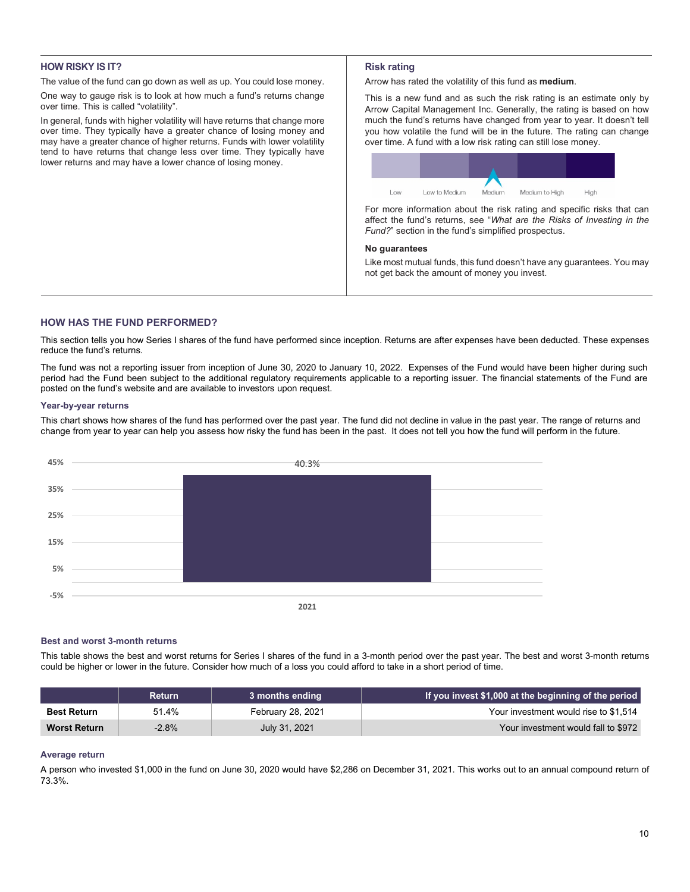## HOW RISKY IS IT?

The value of the fund can go down as well as up. You could lose money.

One way to gauge risk is to look at how much a fund's returns change over time. This is called "volatility".

In general, funds with higher volatility will have returns that change more over time. They typically have a greater chance of losing money and may have a greater chance of higher returns. Funds with lower volatility tend to have returns that change less over time. They typically have lower returns and may have a lower chance of losing money.

### Risk rating

Arrow has rated the volatility of this fund as **medium**.

This is a new fund and as such the risk rating is an estimate only by Arrow Capital Management Inc. Generally, the rating is based on how much the fund's returns have changed from year to year. It doesn't tell you how volatile the fund will be in the future. The rating can change over time. A fund with a low risk rating can still lose money.

| Low | Low to Medium | Medium | Medium to High | High |
|---|---|---|---|---|
| | | ▲ | | |

For more information about the risk rating and specific risks that can affect the fund's returns, see "*What are the Risks of Investing in the Fund?*" section in the fund's simplified prospectus.

### No guarantees

Like most mutual funds, this fund doesn't have any guarantees. You may not get back the amount of money you invest.

## HOW HAS THE FUND PERFORMED?

This section tells you how Series I shares of the fund have performed since inception. Returns are after expenses have been deducted. These expenses reduce the fund's returns.

The fund was not a reporting issuer from inception of June 30, 2020 to January 10, 2022. Expenses of the Fund would have been higher during such period had the Fund been subject to the additional regulatory requirements applicable to a reporting issuer. The financial statements of the Fund are posted on the fund's website and are available to investors upon request.

### Year-by-year returns

This chart shows how shares of the fund has performed over the past year. The fund did not decline in value in the past year. The range of returns and change from year to year can help you assess how risky the fund has been in the past. It does not tell you how the fund will perform in the future.

| Year | Return |
|---|---|
| 2021 | 40.3% |

### Best and worst 3-month returns

This table shows the best and worst returns for Series I shares of the fund in a 3-month period over the past year. The best and worst 3-month returns could be higher or lower in the future. Consider how much of a loss you could afford to take in a short period of time.

| | Return | 3 months ending | If you invest $1,000 at the beginning of the period |
|---|---|---|---|
| **Best Return** | 51.4% | February 28, 2021 | Your investment would rise to $1,514 |
| **Worst Return** | -2.8% | July 31, 2021 | Your investment would fall to $972 |

### Average return

A person who invested $1,000 in the fund on June 30, 2020 would have $2,286 on December 31, 2021. This works out to an annual compound return of 73.3%.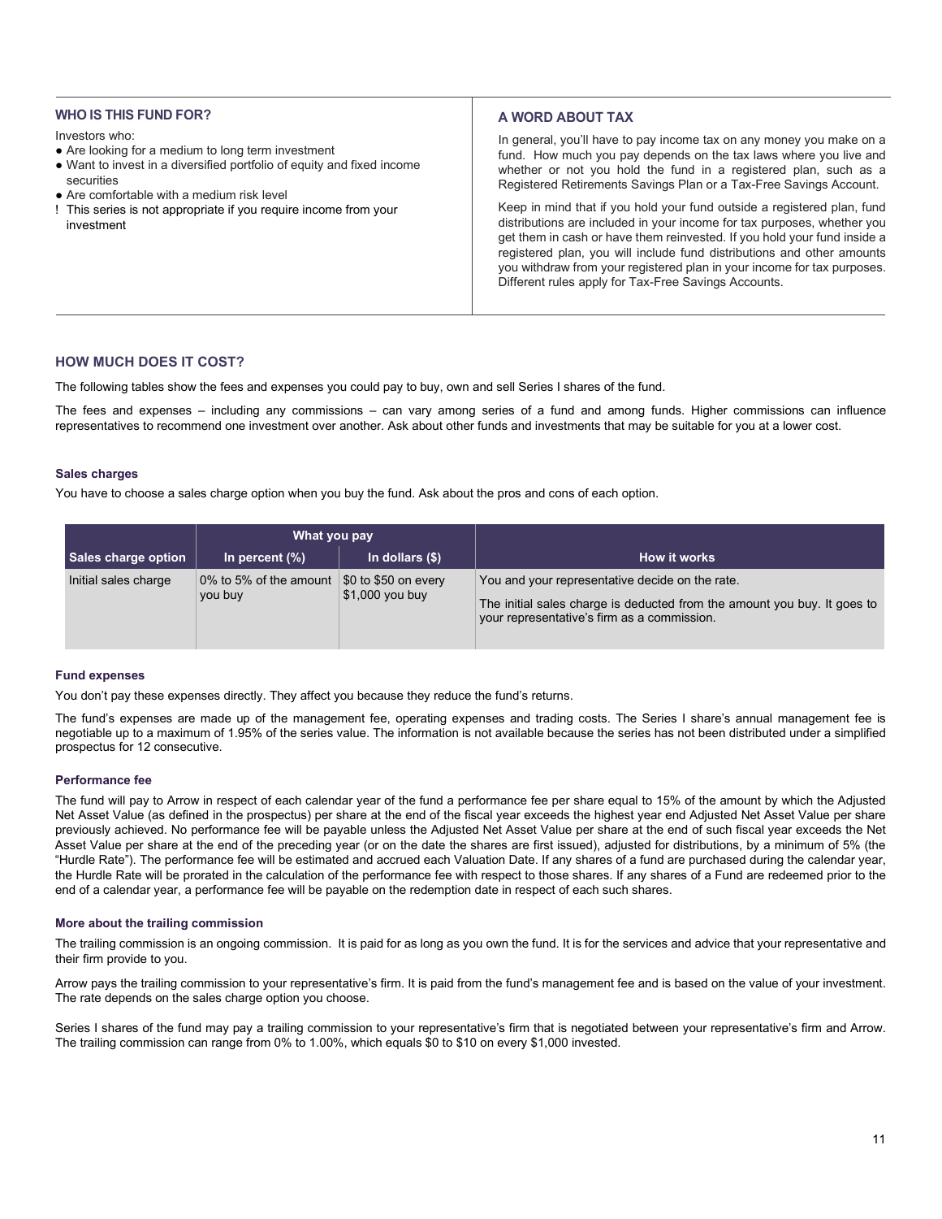## WHO IS THIS FUND FOR?

Investors who:

- Are looking for a medium to long term investment
- Want to invest in a diversified portfolio of equity and fixed income securities
- Are comfortable with a medium risk level

! This series is not appropriate if you require income from your investment

## A WORD ABOUT TAX

In general, you'll have to pay income tax on any money you make on a fund. How much you pay depends on the tax laws where you live and whether or not you hold the fund in a registered plan, such as a Registered Retirements Savings Plan or a Tax-Free Savings Account.

Keep in mind that if you hold your fund outside a registered plan, fund distributions are included in your income for tax purposes, whether you get them in cash or have them reinvested. If you hold your fund inside a registered plan, you will include fund distributions and other amounts you withdraw from your registered plan in your income for tax purposes. Different rules apply for Tax-Free Savings Accounts.

## HOW MUCH DOES IT COST?

The following tables show the fees and expenses you could pay to buy, own and sell Series I shares of the fund.

The fees and expenses – including any commissions – can vary among series of a fund and among funds. Higher commissions can influence representatives to recommend one investment over another. Ask about other funds and investments that may be suitable for you at a lower cost.

### Sales charges

You have to choose a sales charge option when you buy the fund. Ask about the pros and cons of each option.

| | What you pay | | |
|---|---|---|---|
| **Sales charge option** | **In percent (%)** | **In dollars ($)** | **How it works** |
| Initial sales charge | 0% to 5% of the amount you buy | $0 to $50 on every $1,000 you buy | You and your representative decide on the rate.<br><br>The initial sales charge is deducted from the amount you buy. It goes to your representative's firm as a commission. |

### Fund expenses

You don't pay these expenses directly. They affect you because they reduce the fund's returns.

The fund's expenses are made up of the management fee, operating expenses and trading costs. The Series I share's annual management fee is negotiable up to a maximum of 1.95% of the series value. The information is not available because the series has not been distributed under a simplified prospectus for 12 consecutive.

### Performance fee

The fund will pay to Arrow in respect of each calendar year of the fund a performance fee per share equal to 15% of the amount by which the Adjusted Net Asset Value (as defined in the prospectus) per share at the end of the fiscal year exceeds the highest year end Adjusted Net Asset Value per share previously achieved. No performance fee will be payable unless the Adjusted Net Asset Value per share at the end of such fiscal year exceeds the Net Asset Value per share at the end of the preceding year (or on the date the shares are first issued), adjusted for distributions, by a minimum of 5% (the "Hurdle Rate"). The performance fee will be estimated and accrued each Valuation Date. If any shares of a fund are purchased during the calendar year, the Hurdle Rate will be prorated in the calculation of the performance fee with respect to those shares. If any shares of a Fund are redeemed prior to the end of a calendar year, a performance fee will be payable on the redemption date in respect of each such shares.

### More about the trailing commission

The trailing commission is an ongoing commission. It is paid for as long as you own the fund. It is for the services and advice that your representative and their firm provide to you.

Arrow pays the trailing commission to your representative's firm. It is paid from the fund's management fee and is based on the value of your investment. The rate depends on the sales charge option you choose.

Series I shares of the fund may pay a trailing commission to your representative's firm that is negotiated between your representative's firm and Arrow. The trailing commission can range from 0% to 1.00%, which equals $0 to $10 on every $1,000 invested.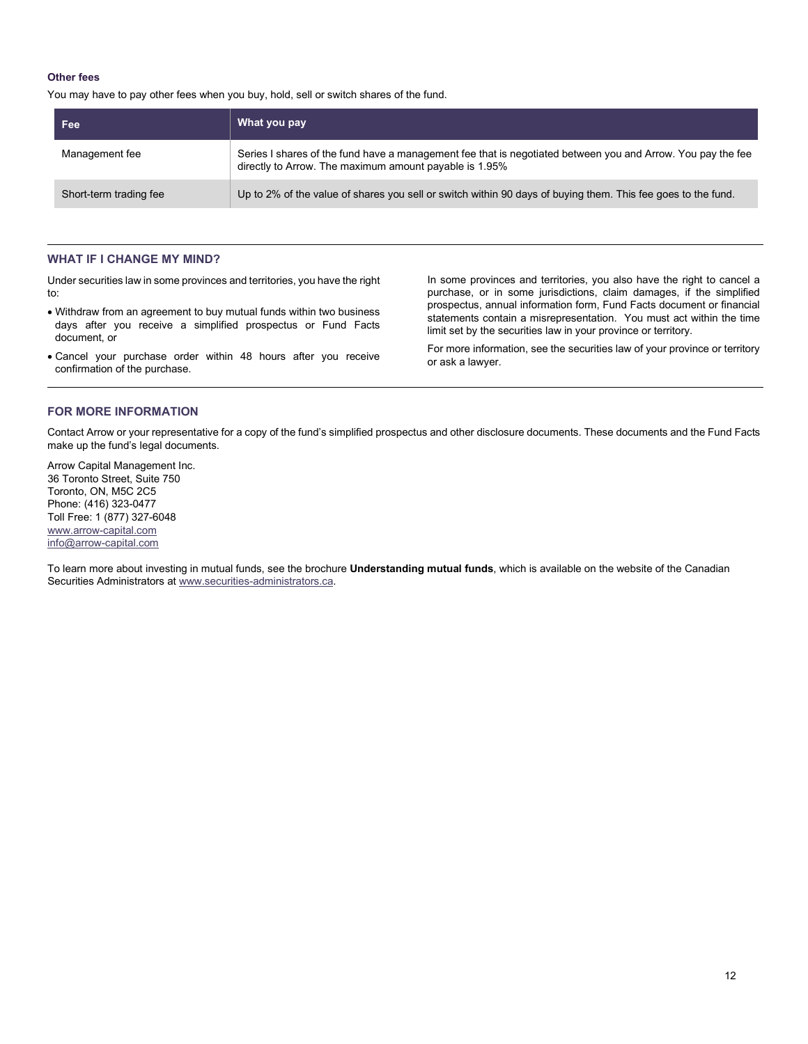### Other fees

You may have to pay other fees when you buy, hold, sell or switch shares of the fund.

| Fee | What you pay |
|---|---|
| Management fee | Series I shares of the fund have a management fee that is negotiated between you and Arrow. You pay the fee directly to Arrow. The maximum amount payable is 1.95% |
| Short-term trading fee | Up to 2% of the value of shares you sell or switch within 90 days of buying them. This fee goes to the fund. |

## WHAT IF I CHANGE MY MIND?

Under securities law in some provinces and territories, you have the right to:

- Withdraw from an agreement to buy mutual funds within two business days after you receive a simplified prospectus or Fund Facts document, or
- Cancel your purchase order within 48 hours after you receive confirmation of the purchase.

In some provinces and territories, you also have the right to cancel a purchase, or in some jurisdictions, claim damages, if the simplified prospectus, annual information form, Fund Facts document or financial statements contain a misrepresentation. You must act within the time limit set by the securities law in your province or territory.

For more information, see the securities law of your province or territory or ask a lawyer.

## FOR MORE INFORMATION

Contact Arrow or your representative for a copy of the fund's simplified prospectus and other disclosure documents. These documents and the Fund Facts make up the fund's legal documents.

Arrow Capital Management Inc.
36 Toronto Street, Suite 750
Toronto, ON, M5C 2C5
Phone: (416) 323-0477
Toll Free: 1 (877) 327-6048
www.arrow-capital.com
info@arrow-capital.com

To learn more about investing in mutual funds, see the brochure **Understanding mutual funds**, which is available on the website of the Canadian Securities Administrators at www.securities-administrators.ca.